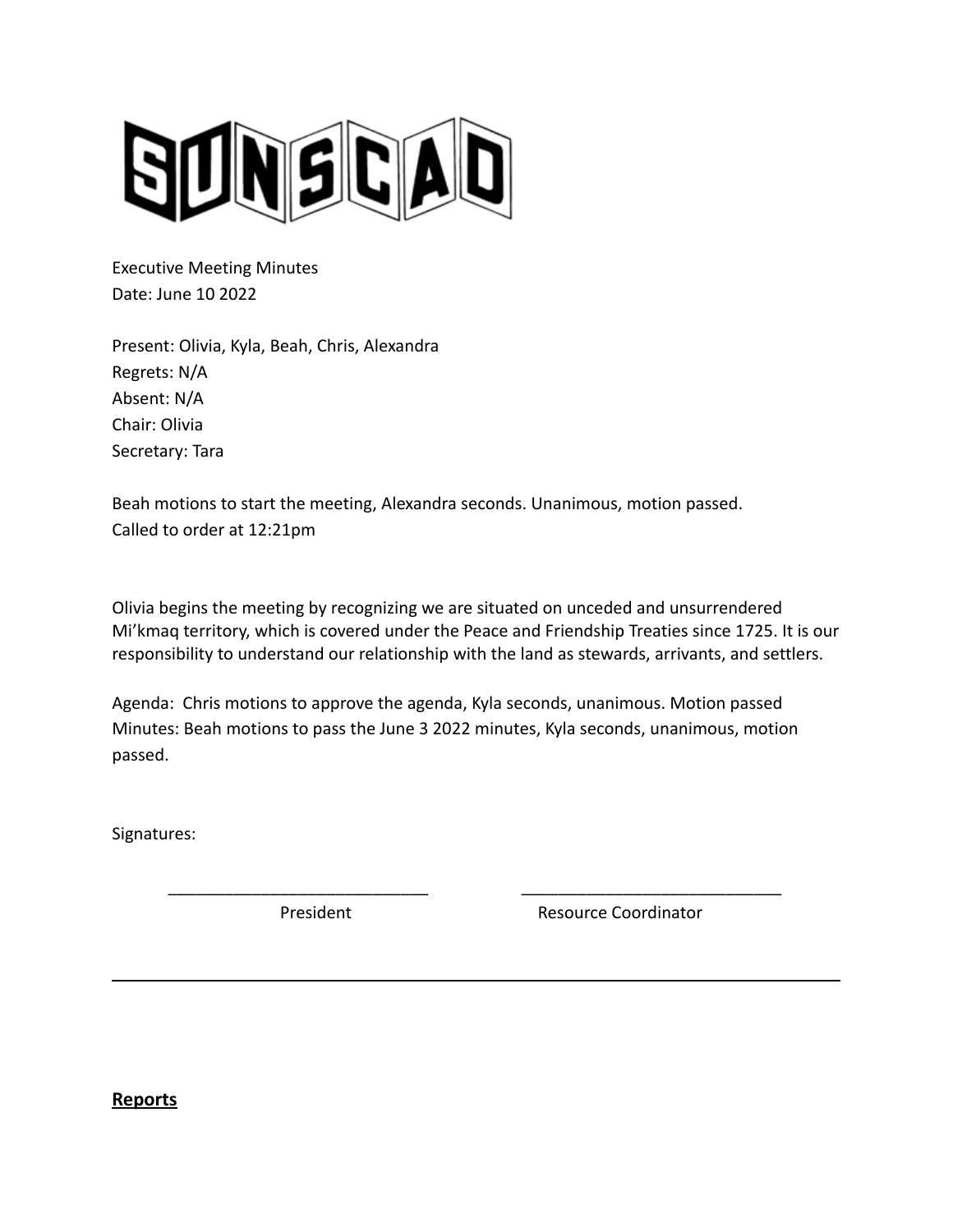SUNSCAD

Executive Meeting Minutes
Date: June 10 2022

Present: Olivia, Kyla, Beah, Chris, Alexandra
Regrets: N/A
Absent: N/A
Chair: Olivia
Secretary: Tara

Beah motions to start the meeting, Alexandra seconds. Unanimous, motion passed.
Called to order at 12:21pm

Olivia begins the meeting by recognizing we are situated on unceded and unsurrendered Mi'kmaq territory, which is covered under the Peace and Friendship Treaties since 1725. It is our responsibility to understand our relationship with the land as stewards, arrivants, and settlers.

Agenda: Chris motions to approve the agenda, Kyla seconds, unanimous. Motion passed
Minutes: Beah motions to pass the June 3 2022 minutes, Kyla seconds, unanimous, motion passed.

Signatures:

\_\_\_\_\_\_\_\_\_\_\_\_\_\_\_\_\_\_\_\_\_\_\_\_\_\_\_\_ President

\_\_\_\_\_\_\_\_\_\_\_\_\_\_\_\_\_\_\_\_\_\_\_\_\_\_\_\_ Resource Coordinator

---

## **Reports**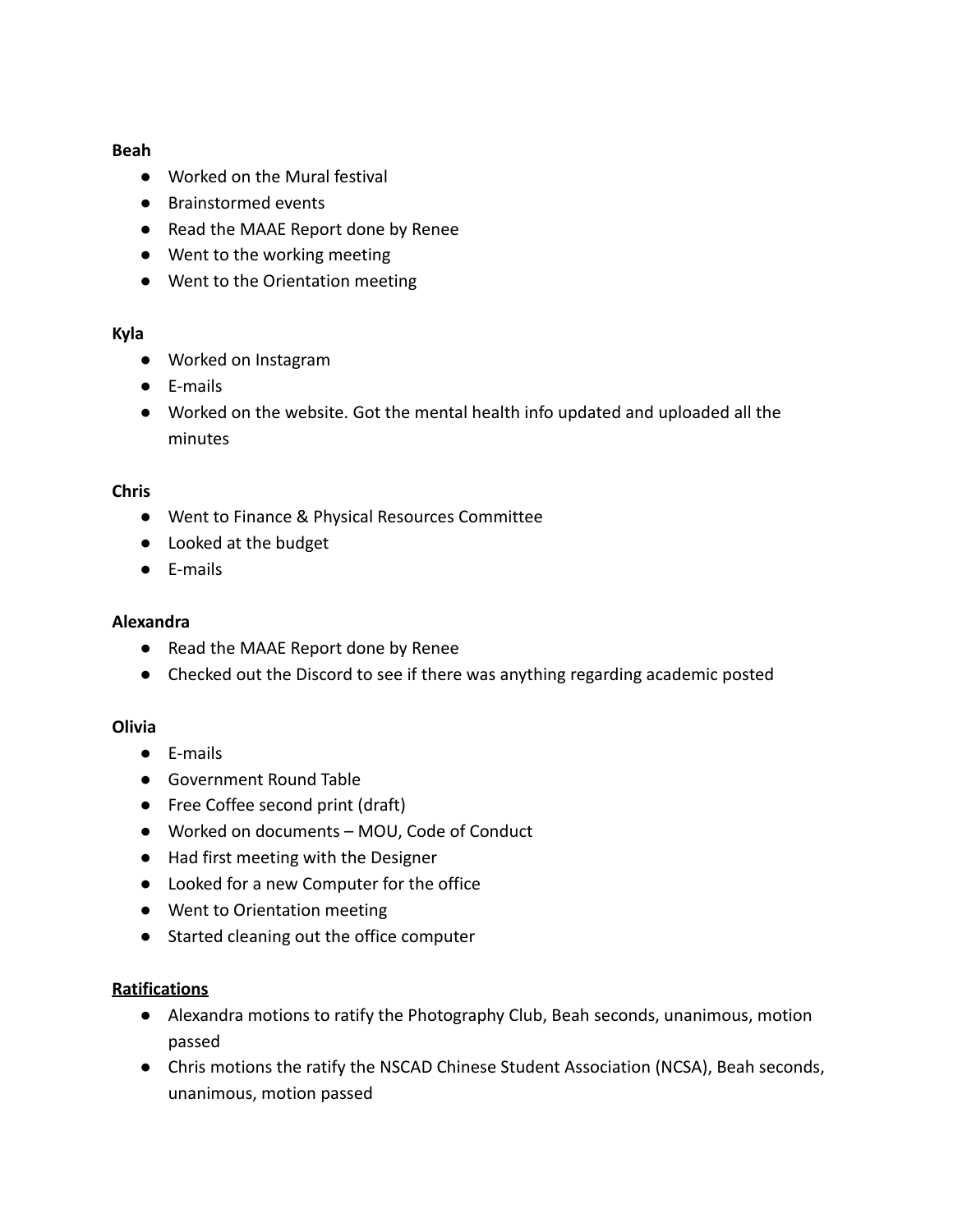**Beah**

- Worked on the Mural festival
- Brainstormed events
- Read the MAAE Report done by Renee
- Went to the working meeting
- Went to the Orientation meeting

**Kyla**

- Worked on Instagram
- E-mails
- Worked on the website. Got the mental health info updated and uploaded all the minutes

**Chris**

- Went to Finance & Physical Resources Committee
- Looked at the budget
- E-mails

**Alexandra**

- Read the MAAE Report done by Renee
- Checked out the Discord to see if there was anything regarding academic posted

**Olivia**

- E-mails
- Government Round Table
- Free Coffee second print (draft)
- Worked on documents – MOU, Code of Conduct
- Had first meeting with the Designer
- Looked for a new Computer for the office
- Went to Orientation meeting
- Started cleaning out the office computer

**<u>Ratifications</u>**

- Alexandra motions to ratify the Photography Club, Beah seconds, unanimous, motion passed
- Chris motions the ratify the NSCAD Chinese Student Association (NCSA), Beah seconds, unanimous, motion passed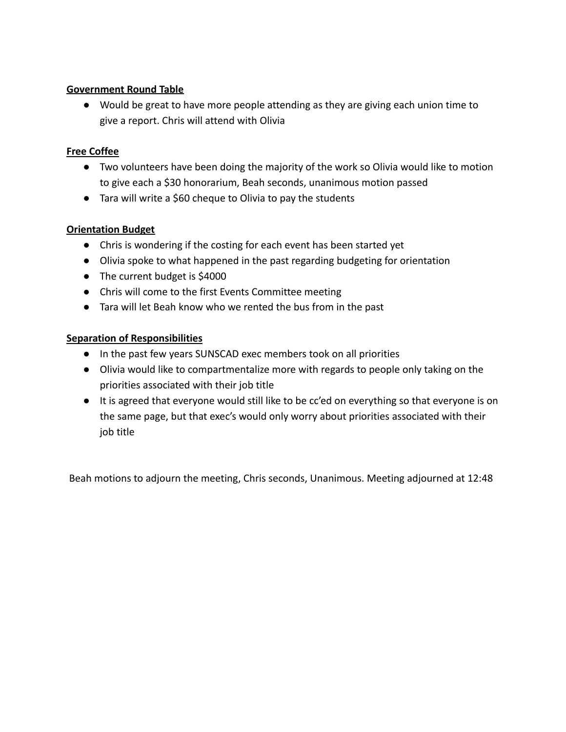**Government Round Table**

- Would be great to have more people attending as they are giving each union time to give a report. Chris will attend with Olivia

**Free Coffee**

- Two volunteers have been doing the majority of the work so Olivia would like to motion to give each a $30 honorarium, Beah seconds, unanimous motion passed
- Tara will write a $60 cheque to Olivia to pay the students

**Orientation Budget**

- Chris is wondering if the costing for each event has been started yet
- Olivia spoke to what happened in the past regarding budgeting for orientation
- The current budget is $4000
- Chris will come to the first Events Committee meeting
- Tara will let Beah know who we rented the bus from in the past

**Separation of Responsibilities**

- In the past few years SUNSCAD exec members took on all priorities
- Olivia would like to compartmentalize more with regards to people only taking on the priorities associated with their job title
- It is agreed that everyone would still like to be cc'ed on everything so that everyone is on the same page, but that exec's would only worry about priorities associated with their job title

Beah motions to adjourn the meeting, Chris seconds, Unanimous. Meeting adjourned at 12:48